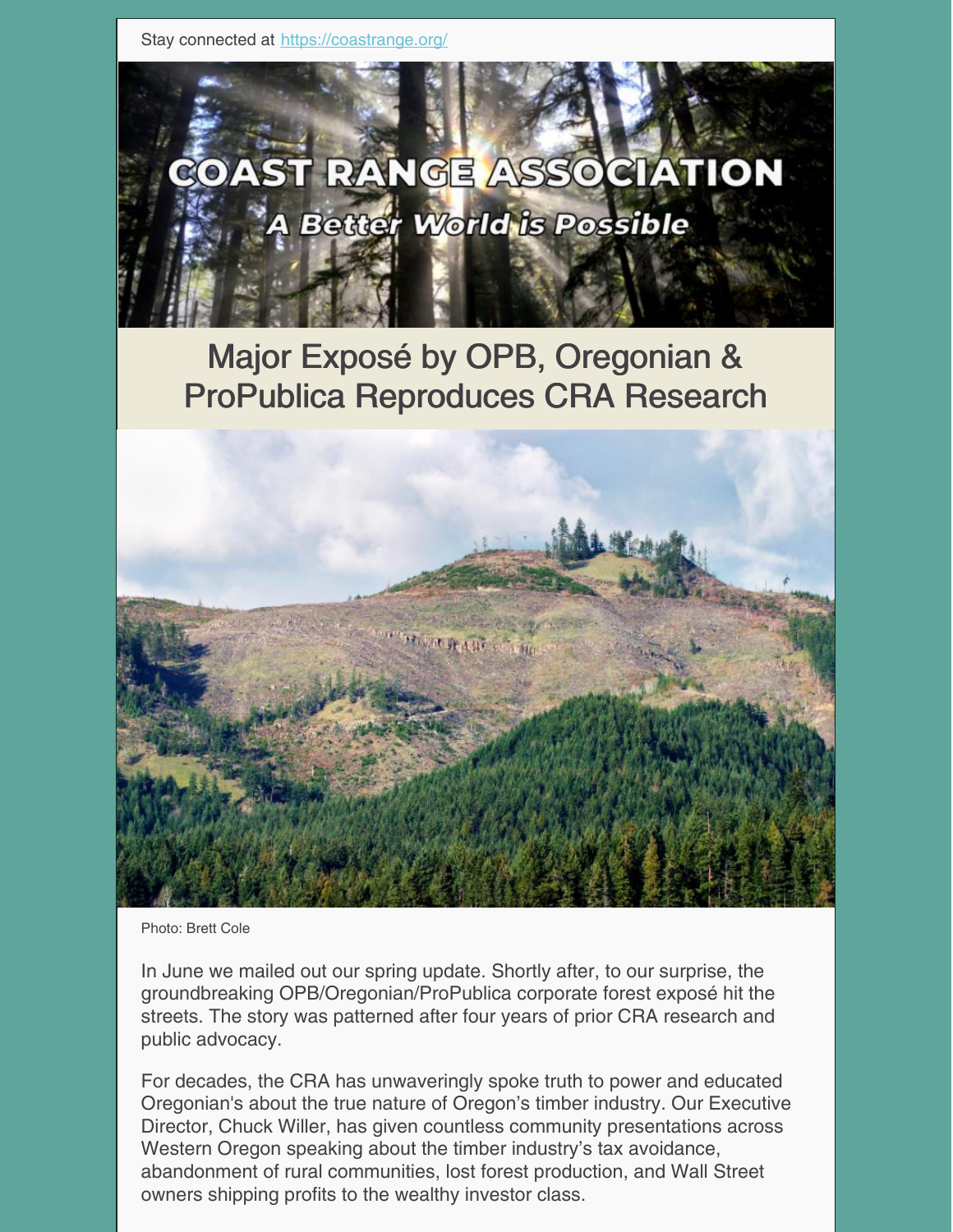Stay connected at https://coastrange.org/

# COAST RANGE ASSOCIATION

*A Better World is Possible*

## Major Exposé by OPB, Oregonian & ProPublica Reproduces CRA Research

Photo: Brett Cole

In June we mailed out our spring update. Shortly after, to our surprise, the groundbreaking OPB/Oregonian/ProPublica corporate forest exposé hit the streets. The story was patterned after four years of prior CRA research and public advocacy.

For decades, the CRA has unwaveringly spoke truth to power and educated Oregonian's about the true nature of Oregon's timber industry. Our Executive Director, Chuck Willer, has given countless community presentations across Western Oregon speaking about the timber industry's tax avoidance, abandonment of rural communities, lost forest production, and Wall Street owners shipping profits to the wealthy investor class.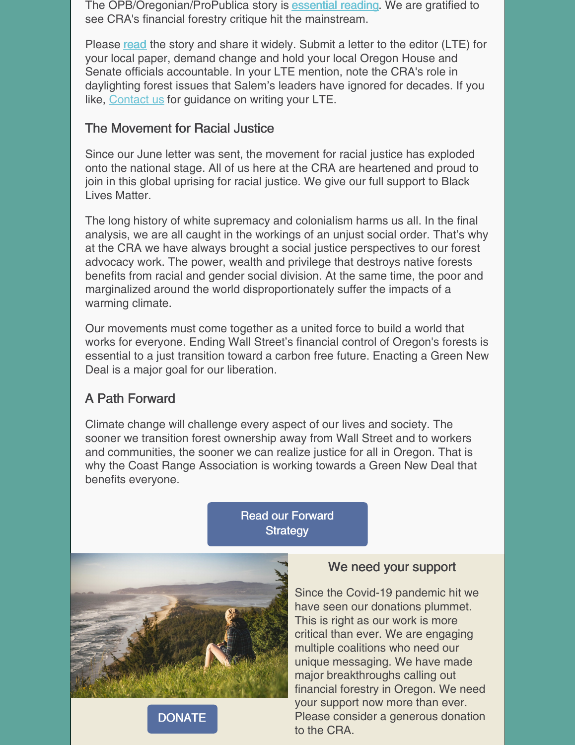The OPB/Oregonian/ProPublica story is essential reading. We are gratified to see CRA's financial forestry critique hit the mainstream.

Please read the story and share it widely. Submit a letter to the editor (LTE) for your local paper, demand change and hold your local Oregon House and Senate officials accountable. In your LTE mention, note the CRA's role in daylighting forest issues that Salem's leaders have ignored for decades. If you like, Contact us for guidance on writing your LTE.

### The Movement for Racial Justice

Since our June letter was sent, the movement for racial justice has exploded onto the national stage. All of us here at the CRA are heartened and proud to join in this global uprising for racial justice. We give our full support to Black Lives Matter.

The long history of white supremacy and colonialism harms us all. In the final analysis, we are all caught in the workings of an unjust social order. That's why at the CRA we have always brought a social justice perspectives to our forest advocacy work. The power, wealth and privilege that destroys native forests benefits from racial and gender social division. At the same time, the poor and marginalized around the world disproportionately suffer the impacts of a warming climate.

Our movements must come together as a united force to build a world that works for everyone. Ending Wall Street's financial control of Oregon's forests is essential to a just transition toward a carbon free future. Enacting a Green New Deal is a major goal for our liberation.

### A Path Forward

Climate change will challenge every aspect of our lives and society. The sooner we transition forest ownership away from Wall Street and to workers and communities, the sooner we can realize justice for all in Oregon. That is why the Coast Range Association is working towards a Green New Deal that benefits everyone.

Read our Forward Strategy

### We need your support

Since the Covid-19 pandemic hit we have seen our donations plummet. This is right as our work is more critical than ever. We are engaging multiple coalitions who need our unique messaging. We have made major breakthroughs calling out financial forestry in Oregon. We need your support now more than ever. Please consider a generous donation to the CRA.

DONATE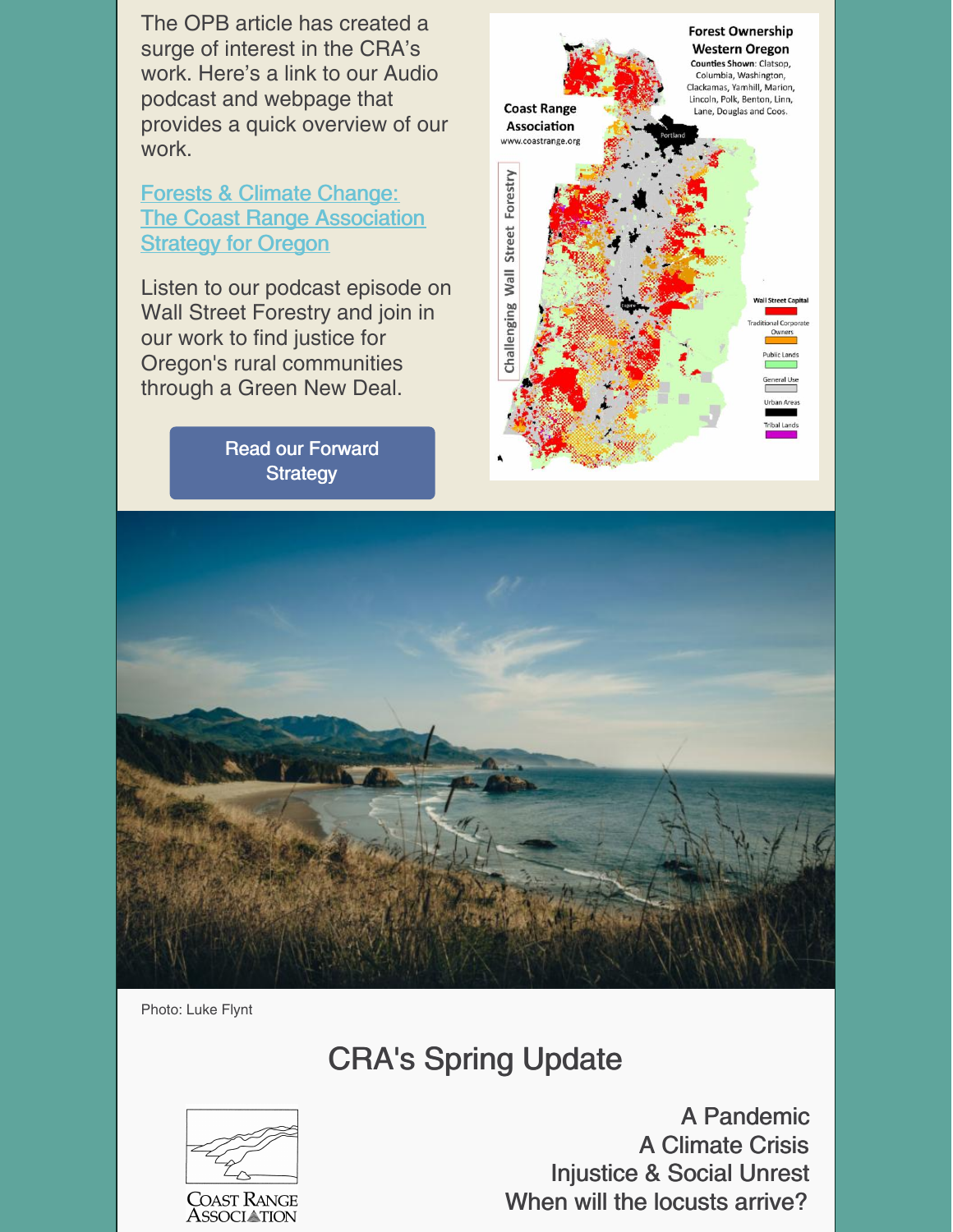The OPB article has created a surge of interest in the CRA's work. Here's a link to our Audio podcast and webpage that provides a quick overview of our work.

[Forests & Climate Change: The Coast Range Association Strategy for Oregon]

Listen to our podcast episode on Wall Street Forestry and join in our work to find justice for Oregon's rural communities through a Green New Deal.

Read our Forward Strategy

Photo: Luke Flynt

## CRA's Spring Update

A Pandemic
A Climate Crisis
Injustice & Social Unrest
When will the locusts arrive?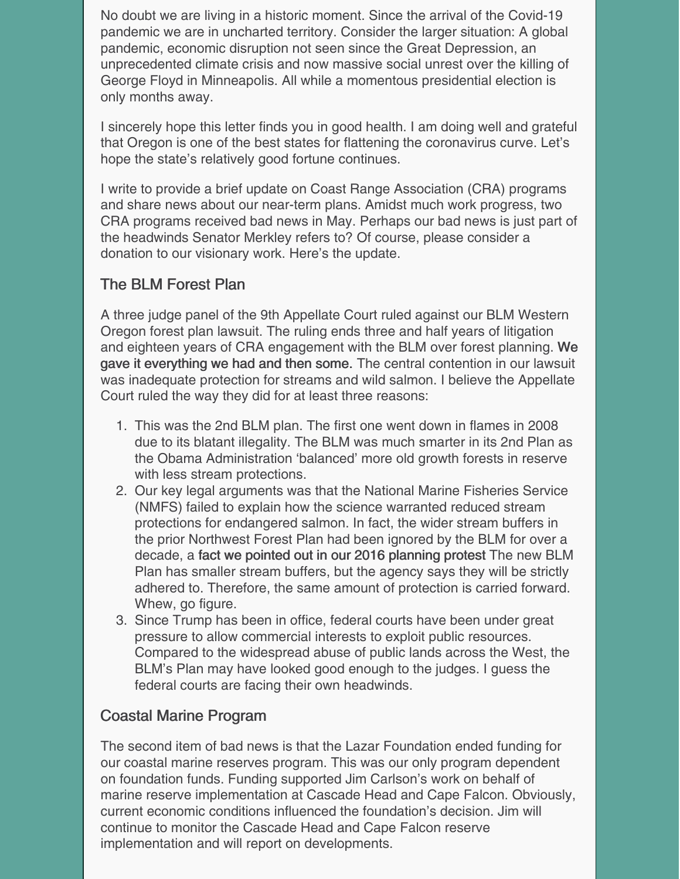No doubt we are living in a historic moment. Since the arrival of the Covid-19 pandemic we are in uncharted territory. Consider the larger situation: A global pandemic, economic disruption not seen since the Great Depression, an unprecedented climate crisis and now massive social unrest over the killing of George Floyd in Minneapolis. All while a momentous presidential election is only months away.

I sincerely hope this letter finds you in good health. I am doing well and grateful that Oregon is one of the best states for flattening the coronavirus curve. Let's hope the state's relatively good fortune continues.

I write to provide a brief update on Coast Range Association (CRA) programs and share news about our near-term plans. Amidst much work progress, two CRA programs received bad news in May. Perhaps our bad news is just part of the headwinds Senator Merkley refers to? Of course, please consider a donation to our visionary work. Here's the update.

## The BLM Forest Plan

A three judge panel of the 9th Appellate Court ruled against our BLM Western Oregon forest plan lawsuit. The ruling ends three and half years of litigation and eighteen years of CRA engagement with the BLM over forest planning. We gave it everything we had and then some. The central contention in our lawsuit was inadequate protection for streams and wild salmon. I believe the Appellate Court ruled the way they did for at least three reasons:

1. This was the 2nd BLM plan. The first one went down in flames in 2008 due to its blatant illegality. The BLM was much smarter in its 2nd Plan as the Obama Administration 'balanced' more old growth forests in reserve with less stream protections.
2. Our key legal arguments was that the National Marine Fisheries Service (NMFS) failed to explain how the science warranted reduced stream protections for endangered salmon. In fact, the wider stream buffers in the prior Northwest Forest Plan had been ignored by the BLM for over a decade, a fact we pointed out in our 2016 planning protest The new BLM Plan has smaller stream buffers, but the agency says they will be strictly adhered to. Therefore, the same amount of protection is carried forward. Whew, go figure.
3. Since Trump has been in office, federal courts have been under great pressure to allow commercial interests to exploit public resources. Compared to the widespread abuse of public lands across the West, the BLM's Plan may have looked good enough to the judges. I guess the federal courts are facing their own headwinds.

## Coastal Marine Program

The second item of bad news is that the Lazar Foundation ended funding for our coastal marine reserves program. This was our only program dependent on foundation funds. Funding supported Jim Carlson's work on behalf of marine reserve implementation at Cascade Head and Cape Falcon. Obviously, current economic conditions influenced the foundation's decision. Jim will continue to monitor the Cascade Head and Cape Falcon reserve implementation and will report on developments.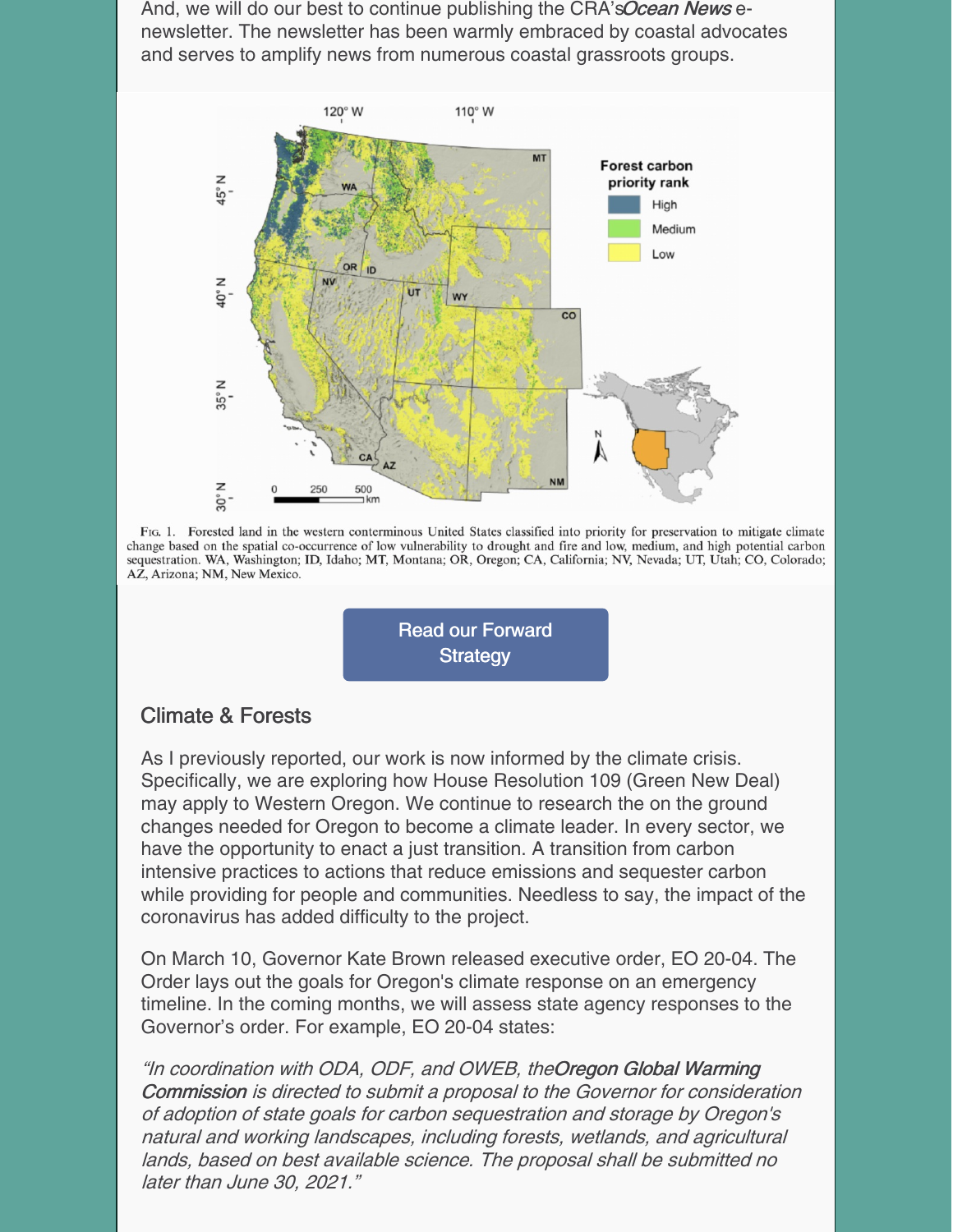And, we will do our best to continue publishing the CRA's *Ocean News* e-newsletter. The newsletter has been warmly embraced by coastal advocates and serves to amplify news from numerous coastal grassroots groups.

Fig. 1. Forested land in the western conterminous United States classified into priority for preservation to mitigate climate change based on the spatial co-occurrence of low vulnerability to drought and fire and low, medium, and high potential carbon sequestration. WA, Washington; ID, Idaho; MT, Montana; OR, Oregon; CA, California; NV, Nevada; UT, Utah; CO, Colorado; AZ, Arizona; NM, New Mexico.

Read our Forward Strategy

## Climate & Forests

As I previously reported, our work is now informed by the climate crisis. Specifically, we are exploring how House Resolution 109 (Green New Deal) may apply to Western Oregon. We continue to research the on the ground changes needed for Oregon to become a climate leader. In every sector, we have the opportunity to enact a just transition. A transition from carbon intensive practices to actions that reduce emissions and sequester carbon while providing for people and communities. Needless to say, the impact of the coronavirus has added difficulty to the project.

On March 10, Governor Kate Brown released executive order, EO 20-04. The Order lays out the goals for Oregon's climate response on an emergency timeline. In the coming months, we will assess state agency responses to the Governor's order. For example, EO 20-04 states:

*"In coordination with ODA, ODF, and OWEB, the Oregon Global Warming Commission is directed to submit a proposal to the Governor for consideration of adoption of state goals for carbon sequestration and storage by Oregon's natural and working landscapes, including forests, wetlands, and agricultural lands, based on best available science. The proposal shall be submitted no later than June 30, 2021."*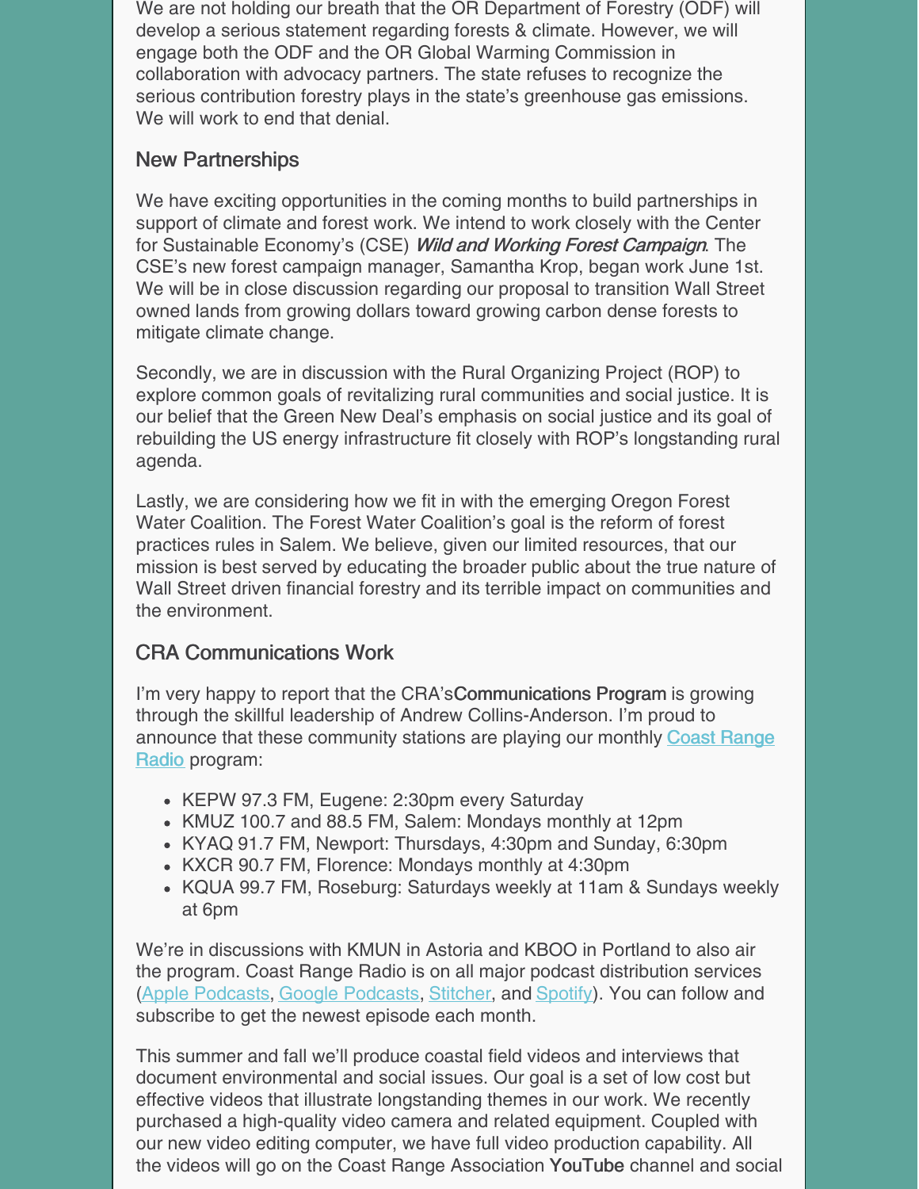We are not holding our breath that the OR Department of Forestry (ODF) will develop a serious statement regarding forests & climate. However, we will engage both the ODF and the OR Global Warming Commission in collaboration with advocacy partners. The state refuses to recognize the serious contribution forestry plays in the state's greenhouse gas emissions. We will work to end that denial.

### New Partnerships

We have exciting opportunities in the coming months to build partnerships in support of climate and forest work. We intend to work closely with the Center for Sustainable Economy's (CSE) *Wild and Working Forest Campaign*. The CSE's new forest campaign manager, Samantha Krop, began work June 1st. We will be in close discussion regarding our proposal to transition Wall Street owned lands from growing dollars toward growing carbon dense forests to mitigate climate change.

Secondly, we are in discussion with the Rural Organizing Project (ROP) to explore common goals of revitalizing rural communities and social justice. It is our belief that the Green New Deal's emphasis on social justice and its goal of rebuilding the US energy infrastructure fit closely with ROP's longstanding rural agenda.

Lastly, we are considering how we fit in with the emerging Oregon Forest Water Coalition. The Forest Water Coalition's goal is the reform of forest practices rules in Salem. We believe, given our limited resources, that our mission is best served by educating the broader public about the true nature of Wall Street driven financial forestry and its terrible impact on communities and the environment.

### CRA Communications Work

I'm very happy to report that the CRA's Communications Program is growing through the skillful leadership of Andrew Collins-Anderson. I'm proud to announce that these community stations are playing our monthly Coast Range Radio program:

- KEPW 97.3 FM, Eugene: 2:30pm every Saturday
- KMUZ 100.7 and 88.5 FM, Salem: Mondays monthly at 12pm
- KYAQ 91.7 FM, Newport: Thursdays, 4:30pm and Sunday, 6:30pm
- KXCR 90.7 FM, Florence: Mondays monthly at 4:30pm
- KQUA 99.7 FM, Roseburg: Saturdays weekly at 11am & Sundays weekly at 6pm

We're in discussions with KMUN in Astoria and KBOO in Portland to also air the program. Coast Range Radio is on all major podcast distribution services (Apple Podcasts, Google Podcasts, Stitcher, and Spotify). You can follow and subscribe to get the newest episode each month.

This summer and fall we'll produce coastal field videos and interviews that document environmental and social issues. Our goal is a set of low cost but effective videos that illustrate longstanding themes in our work. We recently purchased a high-quality video camera and related equipment. Coupled with our new video editing computer, we have full video production capability. All the videos will go on the Coast Range Association YouTube channel and social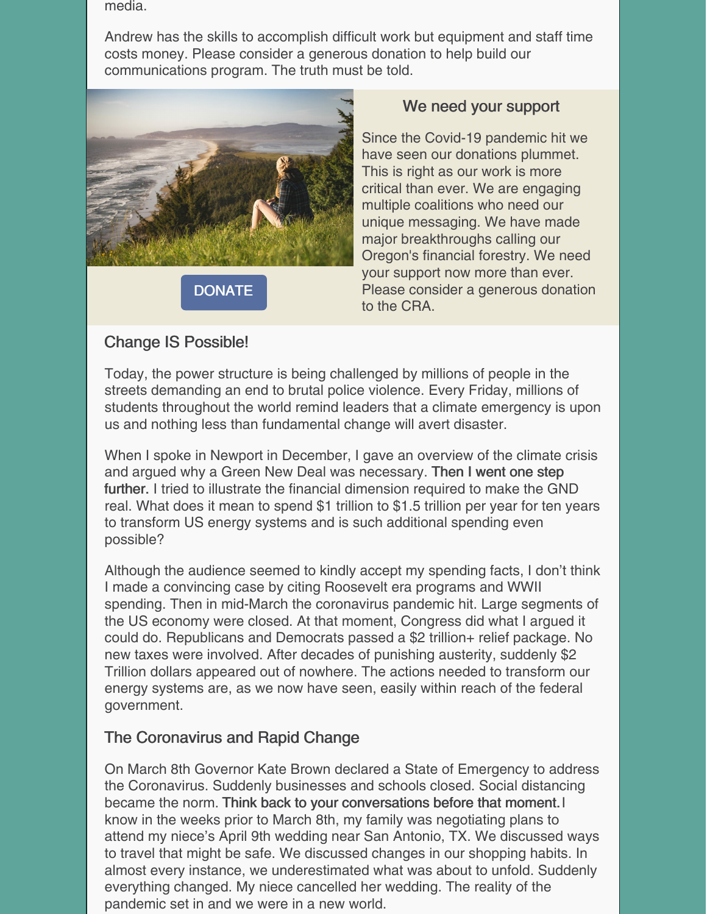media.

Andrew has the skills to accomplish difficult work but equipment and staff time costs money. Please consider a generous donation to help build our communications program. The truth must be told.

DONATE

### We need your support

Since the Covid-19 pandemic hit we have seen our donations plummet. This is right as our work is more critical than ever. We are engaging multiple coalitions who need our unique messaging. We have made major breakthroughs calling our Oregon's financial forestry. We need your support now more than ever. Please consider a generous donation to the CRA.

## Change IS Possible!

Today, the power structure is being challenged by millions of people in the streets demanding an end to brutal police violence. Every Friday, millions of students throughout the world remind leaders that a climate emergency is upon us and nothing less than fundamental change will avert disaster.

When I spoke in Newport in December, I gave an overview of the climate crisis and argued why a Green New Deal was necessary. **Then I went one step further.** I tried to illustrate the financial dimension required to make the GND real. What does it mean to spend $1 trillion to $1.5 trillion per year for ten years to transform US energy systems and is such additional spending even possible?

Although the audience seemed to kindly accept my spending facts, I don't think I made a convincing case by citing Roosevelt era programs and WWII spending. Then in mid-March the coronavirus pandemic hit. Large segments of the US economy were closed. At that moment, Congress did what I argued it could do. Republicans and Democrats passed a $2 trillion+ relief package. No new taxes were involved. After decades of punishing austerity, suddenly $2 Trillion dollars appeared out of nowhere. The actions needed to transform our energy systems are, as we now have seen, easily within reach of the federal government.

## The Coronavirus and Rapid Change

On March 8th Governor Kate Brown declared a State of Emergency to address the Coronavirus. Suddenly businesses and schools closed. Social distancing became the norm. **Think back to your conversations before that moment.** I know in the weeks prior to March 8th, my family was negotiating plans to attend my niece's April 9th wedding near San Antonio, TX. We discussed ways to travel that might be safe. We discussed changes in our shopping habits. In almost every instance, we underestimated what was about to unfold. Suddenly everything changed. My niece cancelled her wedding. The reality of the pandemic set in and we were in a new world.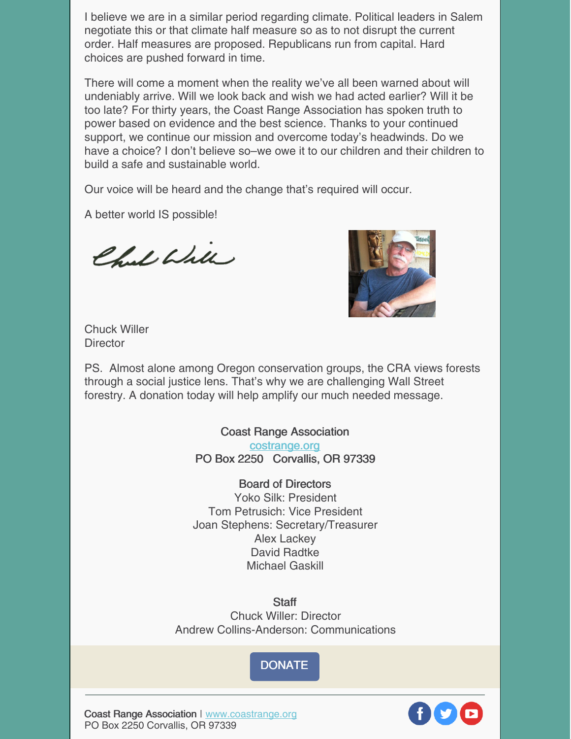I believe we are in a similar period regarding climate. Political leaders in Salem negotiate this or that climate half measure so as to not disrupt the current order. Half measures are proposed. Republicans run from capital. Hard choices are pushed forward in time.

There will come a moment when the reality we've all been warned about will undeniably arrive. Will we look back and wish we had acted earlier? Will it be too late? For thirty years, the Coast Range Association has spoken truth to power based on evidence and the best science. Thanks to your continued support, we continue our mission and overcome today's headwinds. Do we have a choice? I don't believe so–we owe it to our children and their children to build a safe and sustainable world.

Our voice will be heard and the change that's required will occur.

A better world IS possible!

Chuck Willer
Director

PS. Almost alone among Oregon conservation groups, the CRA views forests through a social justice lens. That's why we are challenging Wall Street forestry. A donation today will help amplify our much needed message.

Coast Range Association
costrange.org
PO Box 2250 Corvallis, OR 97339

**Board of Directors**
Yoko Silk: President
Tom Petrusich: Vice President
Joan Stephens: Secretary/Treasurer
Alex Lackey
David Radtke
Michael Gaskill

**Staff**
Chuck Willer: Director
Andrew Collins-Anderson: Communications

DONATE

Coast Range Association | www.coastrange.org
PO Box 2250 Corvallis, OR 97339